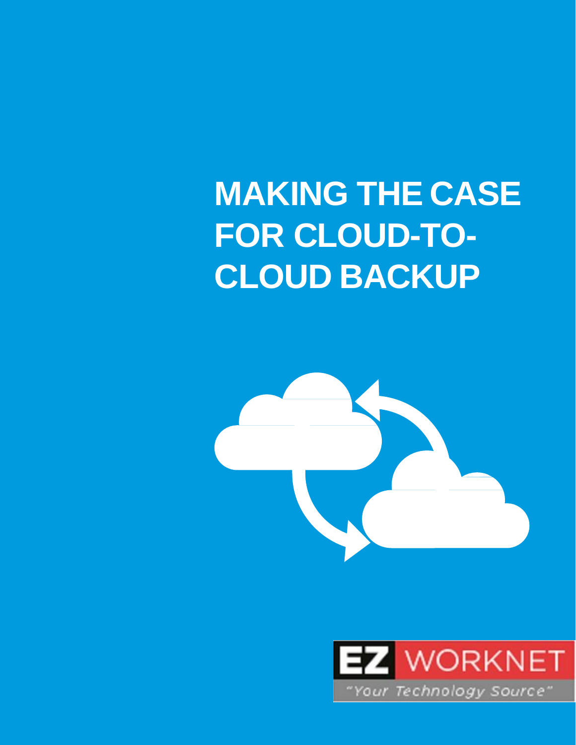# MAKING THE CASE FOR CLOUD-TO-CLOUD BACKUP

EZ WORKNET

"Your Technology Source"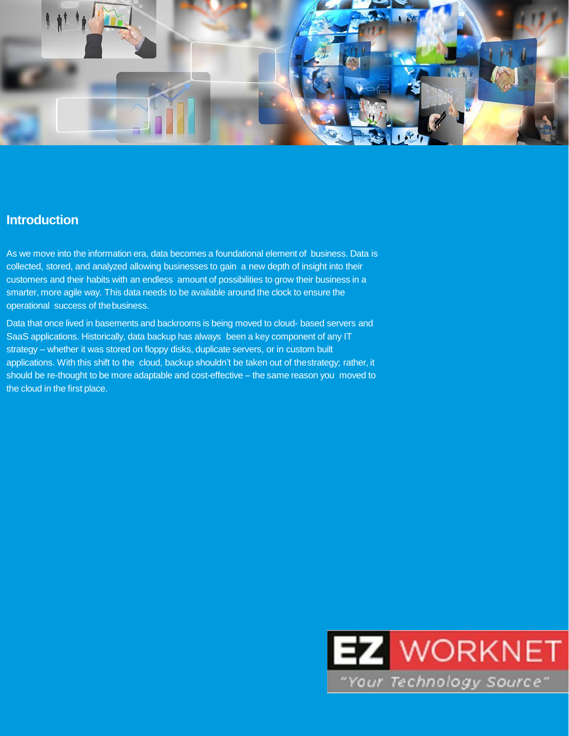## Introduction

As we move into the information era, data becomes a foundational element of business. Data is collected, stored, and analyzed allowing businesses to gain a new depth of insight into their customers and their habits with an endless amount of possibilities to grow their business in a smarter, more agile way. This data needs to be available around the clock to ensure the operational success of the business.

Data that once lived in basements and backrooms is being moved to cloud- based servers and SaaS applications. Historically, data backup has always been a key component of any IT strategy – whether it was stored on floppy disks, duplicate servers, or in custom built applications. With this shift to the cloud, backup shouldn't be taken out of the strategy; rather, it should be re-thought to be more adaptable and cost-effective – the same reason you moved to the cloud in the first place.

EZ WORKNET

"Your Technology Source"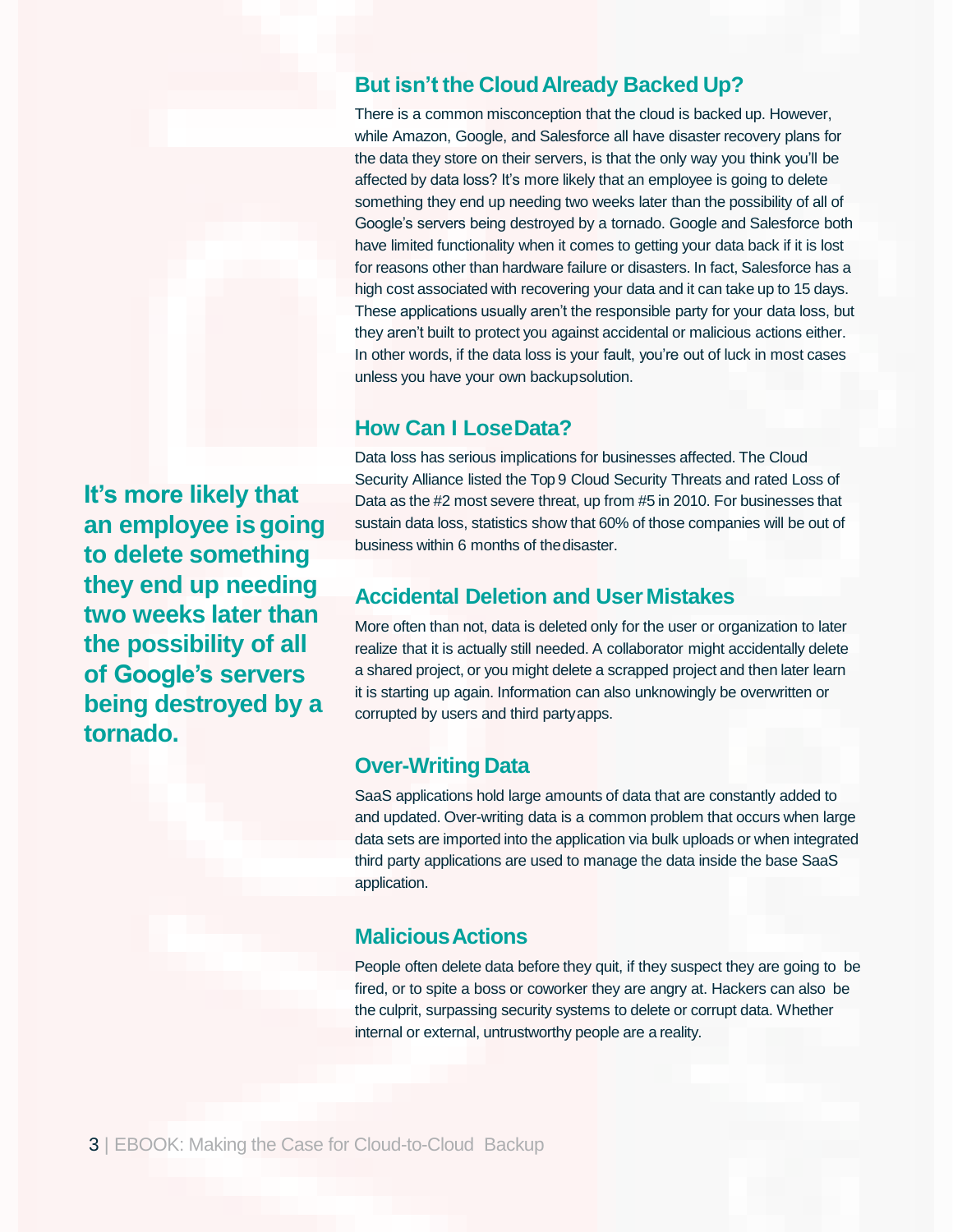## But isn't the Cloud Already Backed Up?

There is a common misconception that the cloud is backed up. However, while Amazon, Google, and Salesforce all have disaster recovery plans for the data they store on their servers, is that the only way you think you'll be affected by data loss? It's more likely that an employee is going to delete something they end up needing two weeks later than the possibility of all of Google's servers being destroyed by a tornado. Google and Salesforce both have limited functionality when it comes to getting your data back if it is lost for reasons other than hardware failure or disasters. In fact, Salesforce has a high cost associated with recovering your data and it can take up to 15 days. These applications usually aren't the responsible party for your data loss, but they aren't built to protect you against accidental or malicious actions either. In other words, if the data loss is your fault, you're out of luck in most cases unless you have your own backup solution.

**It's more likely that an employee is going to delete something they end up needing two weeks later than the possibility of all of Google's servers being destroyed by a tornado.**

## How Can I Lose Data?

Data loss has serious implications for businesses affected. The Cloud Security Alliance listed the Top 9 Cloud Security Threats and rated Loss of Data as the #2 most severe threat, up from #5 in 2010. For businesses that sustain data loss, statistics show that 60% of those companies will be out of business within 6 months of the disaster.

## Accidental Deletion and User Mistakes

More often than not, data is deleted only for the user or organization to later realize that it is actually still needed. A collaborator might accidentally delete a shared project, or you might delete a scrapped project and then later learn it is starting up again. Information can also unknowingly be overwritten or corrupted by users and third party apps.

## Over-Writing Data

SaaS applications hold large amounts of data that are constantly added to and updated. Over-writing data is a common problem that occurs when large data sets are imported into the application via bulk uploads or when integrated third party applications are used to manage the data inside the base SaaS application.

## Malicious Actions

People often delete data before they quit, if they suspect they are going to be fired, or to spite a boss or coworker they are angry at. Hackers can also be the culprit, surpassing security systems to delete or corrupt data. Whether internal or external, untrustworthy people are a reality.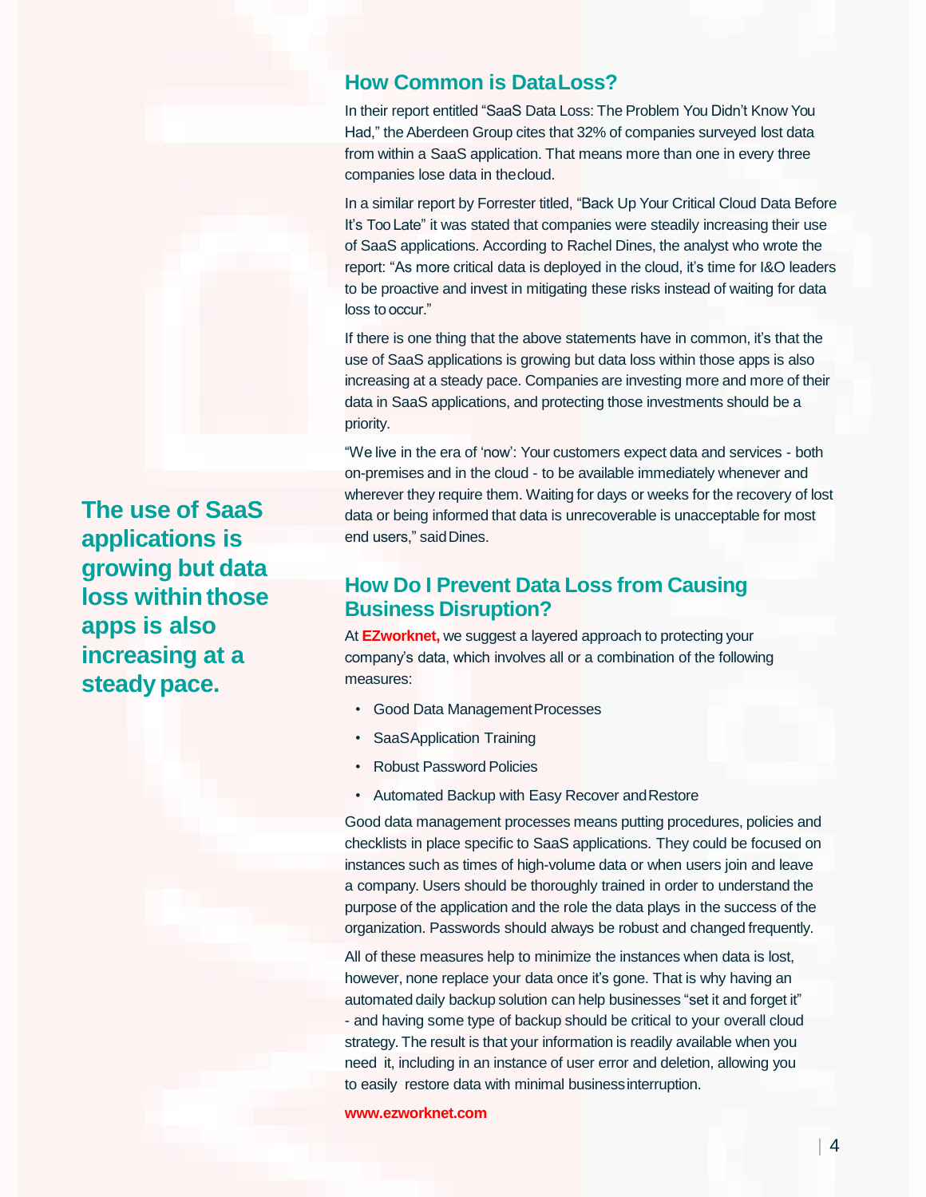## How Common is Data Loss?

In their report entitled "SaaS Data Loss: The Problem You Didn't Know You Had," the Aberdeen Group cites that 32% of companies surveyed lost data from within a SaaS application. That means more than one in every three companies lose data in the cloud.

In a similar report by Forrester titled, "Back Up Your Critical Cloud Data Before It's Too Late" it was stated that companies were steadily increasing their use of SaaS applications. According to Rachel Dines, the analyst who wrote the report: "As more critical data is deployed in the cloud, it's time for I&O leaders to be proactive and invest in mitigating these risks instead of waiting for data loss to occur."

If there is one thing that the above statements have in common, it's that the use of SaaS applications is growing but data loss within those apps is also increasing at a steady pace. Companies are investing more and more of their data in SaaS applications, and protecting those investments should be a priority.

"We live in the era of 'now': Your customers expect data and services - both on-premises and in the cloud - to be available immediately whenever and wherever they require them. Waiting for days or weeks for the recovery of lost data or being informed that data is unrecoverable is unacceptable for most end users," said Dines.

**The use of SaaS applications is growing but data loss within those apps is also increasing at a steady pace.**

## How Do I Prevent Data Loss from Causing Business Disruption?

At **EZworknet,** we suggest a layered approach to protecting your company's data, which involves all or a combination of the following measures:

- Good Data Management Processes
- SaaS Application Training
- Robust Password Policies
- Automated Backup with Easy Recover and Restore

Good data management processes means putting procedures, policies and checklists in place specific to SaaS applications. They could be focused on instances such as times of high-volume data or when users join and leave a company. Users should be thoroughly trained in order to understand the purpose of the application and the role the data plays in the success of the organization. Passwords should always be robust and changed frequently.

All of these measures help to minimize the instances when data is lost, however, none replace your data once it's gone. That is why having an automated daily backup solution can help businesses "set it and forget it" - and having some type of backup should be critical to your overall cloud strategy. The result is that your information is readily available when you need it, including in an instance of user error and deletion, allowing you to easily restore data with minimal business interruption.

**www.ezworknet.com**